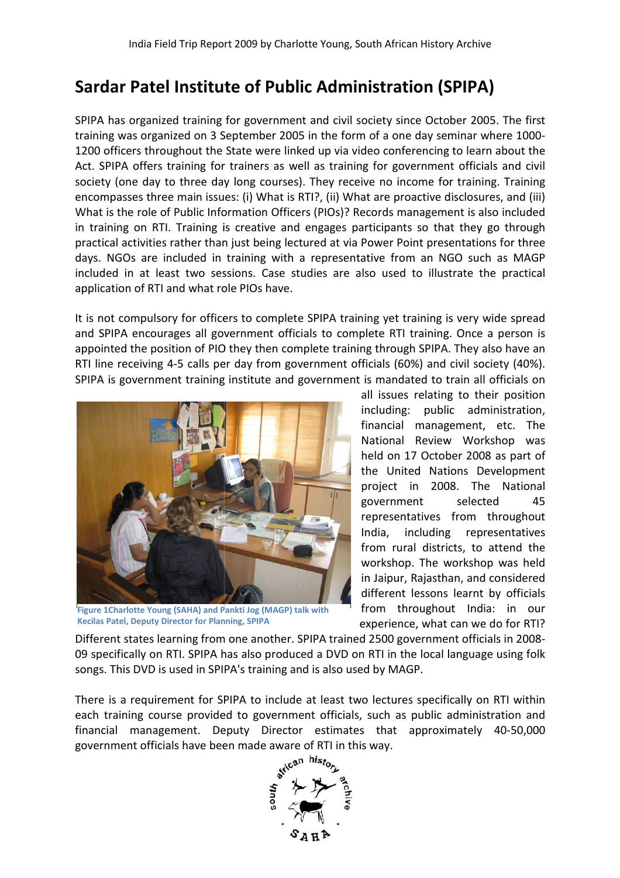# Sardar Patel Institute of Public Administration (SPIPA)

SPIPA has organized training for government and civil society since October 2005. The first training was organized on 3 September 2005 in the form of a one day seminar where 1000-1200 officers throughout the State were linked up via video conferencing to learn about the Act. SPIPA offers training for trainers as well as training for government officials and civil society (one day to three day long courses). They receive no income for training. Training encompasses three main issues: (i) What is RTI?, (ii) What are proactive disclosures, and (iii) What is the role of Public Information Officers (PIOs)? Records management is also included in training on RTI. Training is creative and engages participants so that they go through practical activities rather than just being lectured at via Power Point presentations for three days. NGOs are included in training with a representative from an NGO such as MAGP included in at least two sessions. Case studies are also used to illustrate the practical application of RTI and what role PIOs have.

It is not compulsory for officers to complete SPIPA training yet training is very wide spread and SPIPA encourages all government officials to complete RTI training. Once a person is appointed the position of PIO they then complete training through SPIPA. They also have an RTI line receiving 4-5 calls per day from government officials (60%) and civil society (40%). SPIPA is government training institute and government is mandated to train all officials on all issues relating to their position including: public administration, financial management, etc. The National Review Workshop was held on 17 October 2008 as part of the United Nations Development project in 2008. The National government selected 45 representatives from throughout India, including representatives from rural districts, to attend the workshop. The workshop was held in Jaipur, Rajasthan, and considered different lessons learnt by officials from throughout India: in our experience, what can we do for RTI? Different states learning from one another. SPIPA trained 2500 government officials in 2008-09 specifically on RTI. SPIPA has also produced a DVD on RTI in the local language using folk songs. This DVD is used in SPIPA's training and is also used by MAGP.

Figure 1Charlotte Young (SAHA) and Pankti Jog (MAGP) talk with Kecilas Patel, Deputy Director for Planning, SPIPA

There is a requirement for SPIPA to include at least two lectures specifically on RTI within each training course provided to government officials, such as public administration and financial management. Deputy Director estimates that approximately 40-50,000 government officials have been made aware of RTI in this way.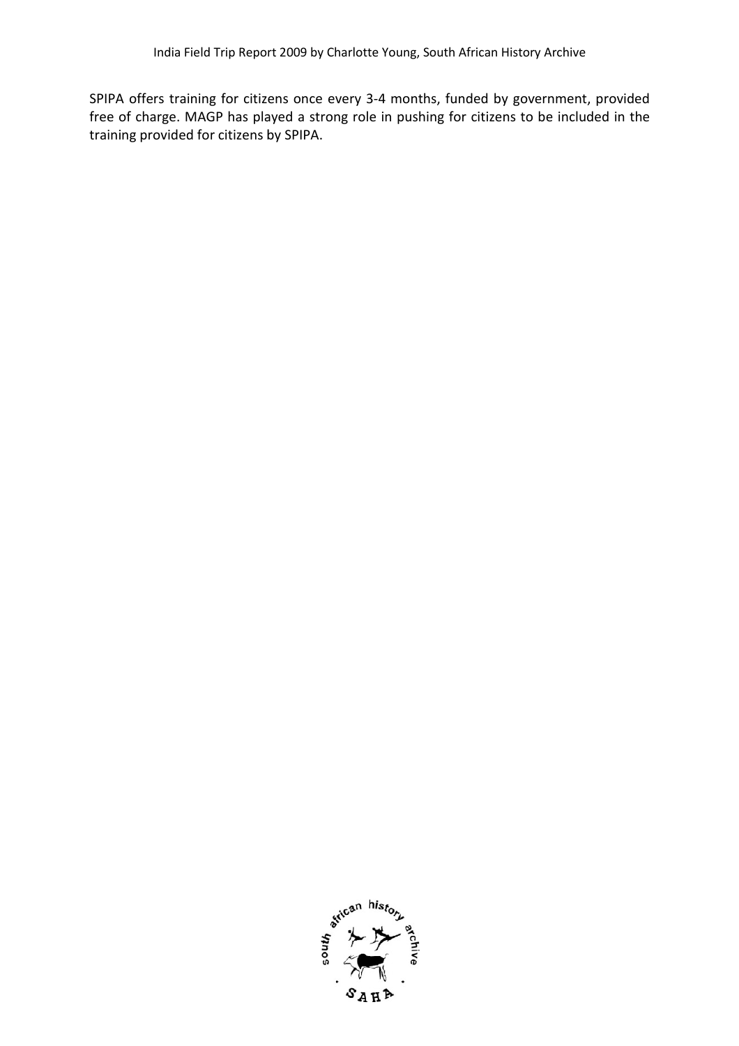SPIPA offers training for citizens once every 3-4 months, funded by government, provided free of charge. MAGP has played a strong role in pushing for citizens to be included in the training provided for citizens by SPIPA.